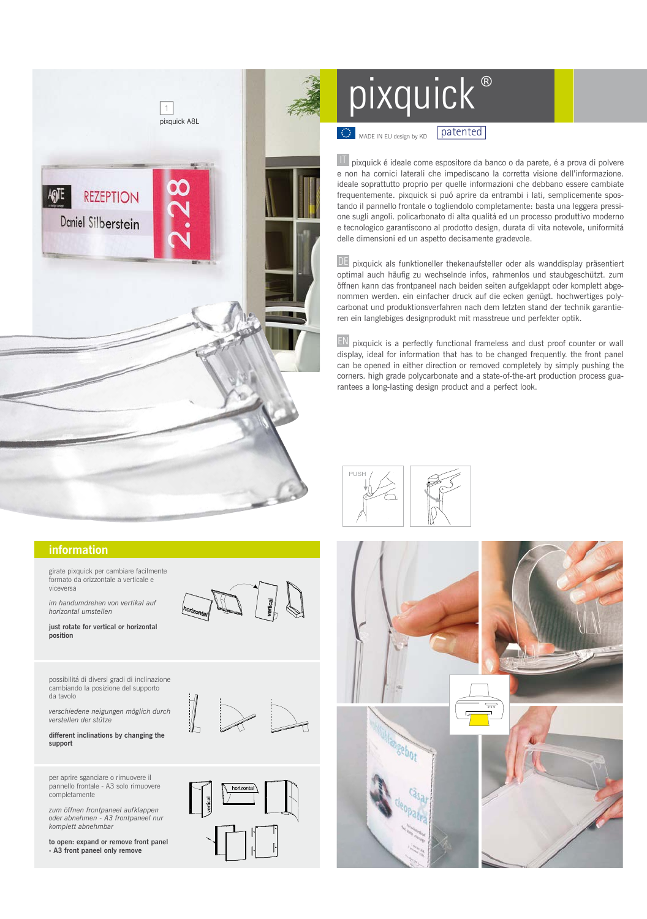1

pixquick A8L

# pixquick®

MADE IN EU design by KD

patented

IT pixquick é ideale come espositore da banco o da parete, é a prova di polvere e non ha cornici laterali che impediscano la corretta visione dell'informazione. ideale soprattutto proprio per quelle informazioni che debbano essere cambiate frequentemente. pixquick si puó aprire da entrambi i lati, semplicemente spostando il pannello frontale o togliendolo completamente: basta una leggera pressione sugli angoli. policarbonato di alta qualitá ed un processo produttivo moderno e tecnologico garantiscono al prodotto design, durata di vita notevole, uniformitá delle dimensioni ed un aspetto decisamente gradevole.

DE pixquick als funktioneller thekenaufsteller oder als wanddisplay präsentiert optimal auch häufig zu wechselnde infos, rahmenlos und staubgeschützt. zum öffnen kann das frontpaneel nach beiden seiten aufgeklappt oder komplett abgenommen werden. ein einfacher druck auf die ecken genügt. hochwertiges polycarbonat und produktionsverfahren nach dem letzten stand der technik garantieren ein langlebiges designprodukt mit masstreue und perfekter optik.

EN pixquick is a perfectly functional frameless and dust proof counter or wall display, ideal for information that has to be changed frequently. the front panel can be opened in either direction or removed completely by simply pushing the corners. high grade polycarbonate and a state-of-the-art production process guarantees a long-lasting design product and a perfect look.

PUSH

## information

girate pixquick per cambiare facilmente formato da orizzontale a verticale e viceversa

*im handumdrehen von vertikal auf horizontal umstellen*

**just rotate for vertical or horizontal position**

horizontal — vertical

possibilitá di diversi gradi di inclinazione cambiando la posizione del supporto da tavolo

*verschiedene neigungen möglich durch verstellen der stütze*

**different inclinations by changing the support**

per aprire sganciare o rimuovere il pannello frontale - A3 solo rimuovere completamente

*zum öffnen frontpaneel aufklappen oder abnehmen - A3 frontpaneel nur komplett abnehmbar*

**to open: expand or remove front panel - A3 front paneel only remove**

vertical — horizontal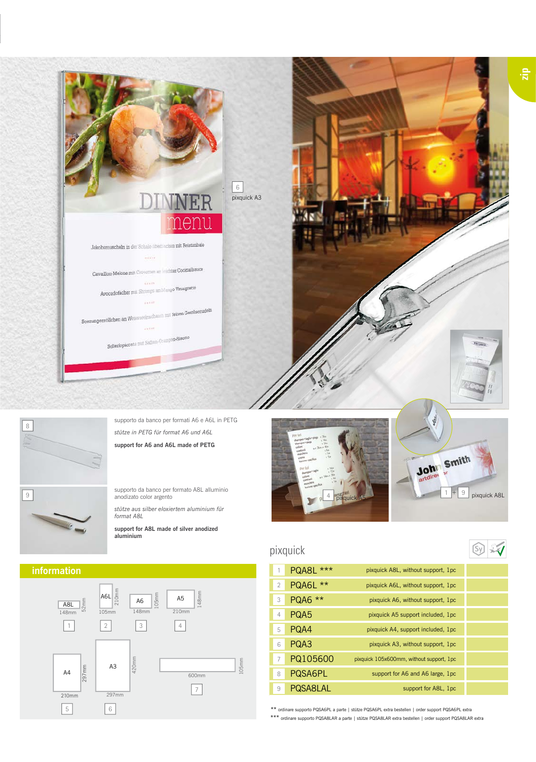6 pixquick A3

8

supporto da banco per formati A6 e A6L in PETG

*stütze in PETG für format A6 und A6L*

**support for A6 and A6L made of PETG**

9

supporto da banco per formato A8L alluminio anodizato color argento

*stütze aus silber eloxiertem aluminium für format A8L*

**support for A8L made of silver anodized aluminium**

4 pixquick A5

1 + 9 pixquick A8L

## information

A8L 148mm 52mm — 1

A6L 105mm 210mm — 2

A6 148mm 105mm — 3

A5 210mm 148mm — 4

A4 210mm 297mm — 5

A3 297mm 420mm — 6

600mm 105mm — 7

## pixquick

| | | | |
|---|---|---|---|
| 1 | PQA8L *** | pixquick A8L, without support, 1pc | |
| 2 | PQA6L ** | pixquick A6L, without support, 1pc | |
| 3 | PQA6 ** | pixquick A6, without support, 1pc | |
| 4 | PQA5 | pixquick A5 support included, 1pc | |
| 5 | PQA4 | pixquick A4, support included, 1pc | |
| 6 | PQA3 | pixquick A3, without support, 1pc | |
| 7 | PQ105600 | pixquick 105x600mm, without support, 1pc | |
| 8 | PQSA6PL | support for A6 and A6 large, 1pc | |
| 9 | PQSA8LAL | support for A8L, 1pc | |

** ordinare supporto PQSA6PL a parte | stütze PQSA6PL extra bestellen | order support PQSA6PL extra

*** ordinare supporto PQSA8LAR a parte | stütze PQSA8LAR extra bestellen | order support PQSA8LAR extra